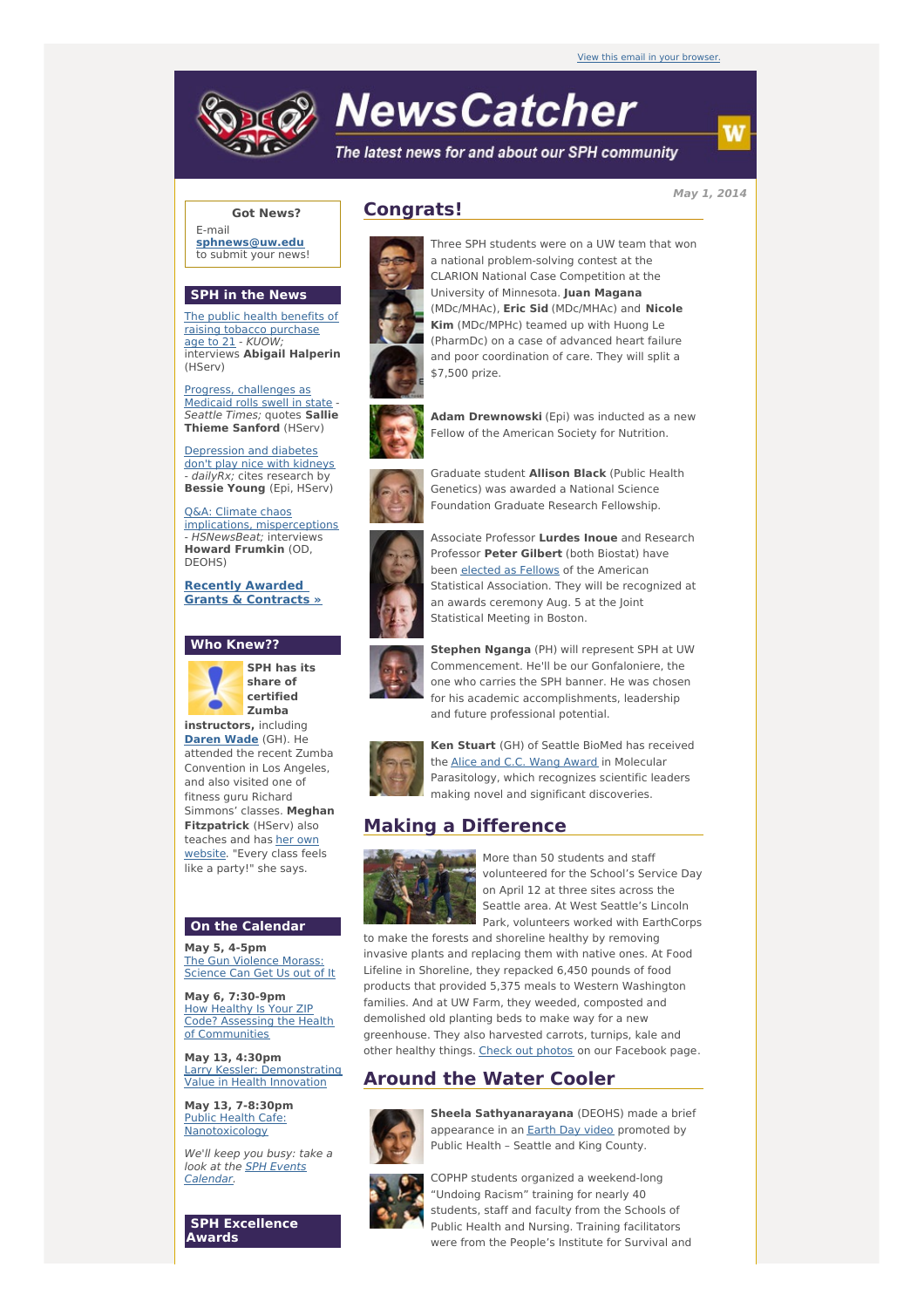View this email in your browser.

# NewsCatcher

*The latest news for and about our SPH community*

*May 1, 2014*

**Got News?**
E-mail **sphnews@uw.edu** to submit your news!

## SPH in the News

The public health benefits of raising tobacco purchase age to 21 - *KUOW;* interviews **Abigail Halperin** (HServ)

Progress, challenges as Medicaid rolls swell in state - *Seattle Times;* quotes **Sallie Thieme Sanford** (HServ)

Depression and diabetes don't play nice with kidneys - *dailyRx;* cites research by **Bessie Young** (Epi, HServ)

Q&A: Climate chaos implications, misperceptions - *HSNewsBeat;* interviews **Howard Frumkin** (OD, DEOHS)

**Recently Awarded Grants & Contracts »**

## Who Knew??

**SPH has its share of certified Zumba instructors,** including **Daren Wade** (GH). He attended the recent Zumba Convention in Los Angeles, and also visited one of fitness guru Richard Simmons' classes. **Meghan Fitzpatrick** (HServ) also teaches and has her own website. "Every class feels like a party!" she says.

## On the Calendar

**May 5, 4-5pm**
The Gun Violence Morass: Science Can Get Us out of It

**May 6, 7:30-9pm**
How Healthy Is Your ZIP Code? Assessing the Health of Communities

**May 13, 4:30pm**
Larry Kessler: Demonstrating Value in Health Innovation

**May 13, 7-8:30pm**
Public Health Cafe: Nanotoxicology

*We'll keep you busy: take a look at the SPH Events Calendar.*

## SPH Excellence Awards

## Congrats!

Three SPH students were on a UW team that won a national problem-solving contest at the CLARION National Case Competition at the University of Minnesota. **Juan Magana** (MDc/MHAc), **Eric Sid** (MDc/MHAc) and **Nicole Kim** (MDc/MPHc) teamed up with Huong Le (PharmDc) on a case of advanced heart failure and poor coordination of care. They will split a $7,500 prize.

**Adam Drewnowski** (Epi) was inducted as a new Fellow of the American Society for Nutrition.

Graduate student **Allison Black** (Public Health Genetics) was awarded a National Science Foundation Graduate Research Fellowship.

Associate Professor **Lurdes Inoue** and Research Professor **Peter Gilbert** (both Biostat) have been elected as Fellows of the American Statistical Association. They will be recognized at an awards ceremony Aug. 5 at the Joint Statistical Meeting in Boston.

**Stephen Nganga** (PH) will represent SPH at UW Commencement. He'll be our Gonfaloniere, the one who carries the SPH banner. He was chosen for his academic accomplishments, leadership and future professional potential.

**Ken Stuart** (GH) of Seattle BioMed has received the Alice and C.C. Wang Award in Molecular Parasitology, which recognizes scientific leaders making novel and significant discoveries.

## Making a Difference

More than 50 students and staff volunteered for the School's Service Day on April 12 at three sites across the Seattle area. At West Seattle's Lincoln Park, volunteers worked with EarthCorps to make the forests and shoreline healthy by removing invasive plants and replacing them with native ones. At Food Lifeline in Shoreline, they repacked 6,450 pounds of food products that provided 5,375 meals to Western Washington families. And at UW Farm, they weeded, composted and demolished old planting beds to make way for a new greenhouse. They also harvested carrots, turnips, kale and other healthy things. Check out photos on our Facebook page.

## Around the Water Cooler

**Sheela Sathyanarayana** (DEOHS) made a brief appearance in an Earth Day video promoted by Public Health – Seattle and King County.

COPHP students organized a weekend-long "Undoing Racism" training for nearly 40 students, staff and faculty from the Schools of Public Health and Nursing. Training facilitators were from the People's Institute for Survival and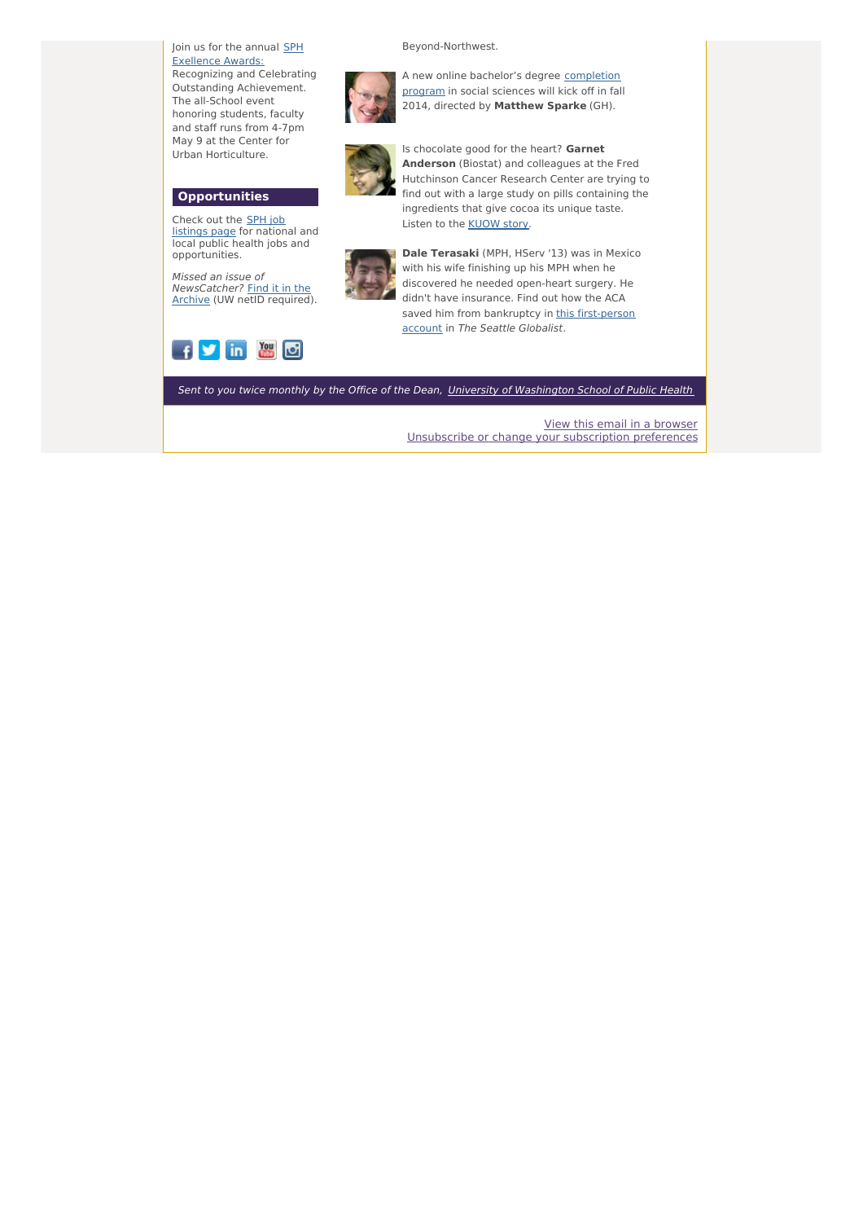Join us for the annual SPH Exellence Awards: Recognizing and Celebrating Outstanding Achievement. The all-School event honoring students, faculty and staff runs from 4-7pm May 9 at the Center for Urban Horticulture.

## Opportunities

Check out the SPH job listings page for national and local public health jobs and opportunities.

*Missed an issue of NewsCatcher?* Find it in the Archive (UW netID required).

Beyond-Northwest.

A new online bachelor's degree completion program in social sciences will kick off in fall 2014, directed by **Matthew Sparke** (GH).

Is chocolate good for the heart? **Garnet Anderson** (Biostat) and colleagues at the Fred Hutchinson Cancer Research Center are trying to find out with a large study on pills containing the ingredients that give cocoa its unique taste. Listen to the KUOW story.

**Dale Terasaki** (MPH, HServ '13) was in Mexico with his wife finishing up his MPH when he discovered he needed open-heart surgery. He didn't have insurance. Find out how the ACA saved him from bankruptcy in this first-person account in *The Seattle Globalist*.

*Sent to you twice monthly by the Office of the Dean, University of Washington School of Public Health*

View this email in a browser
Unsubscribe or change your subscription preferences